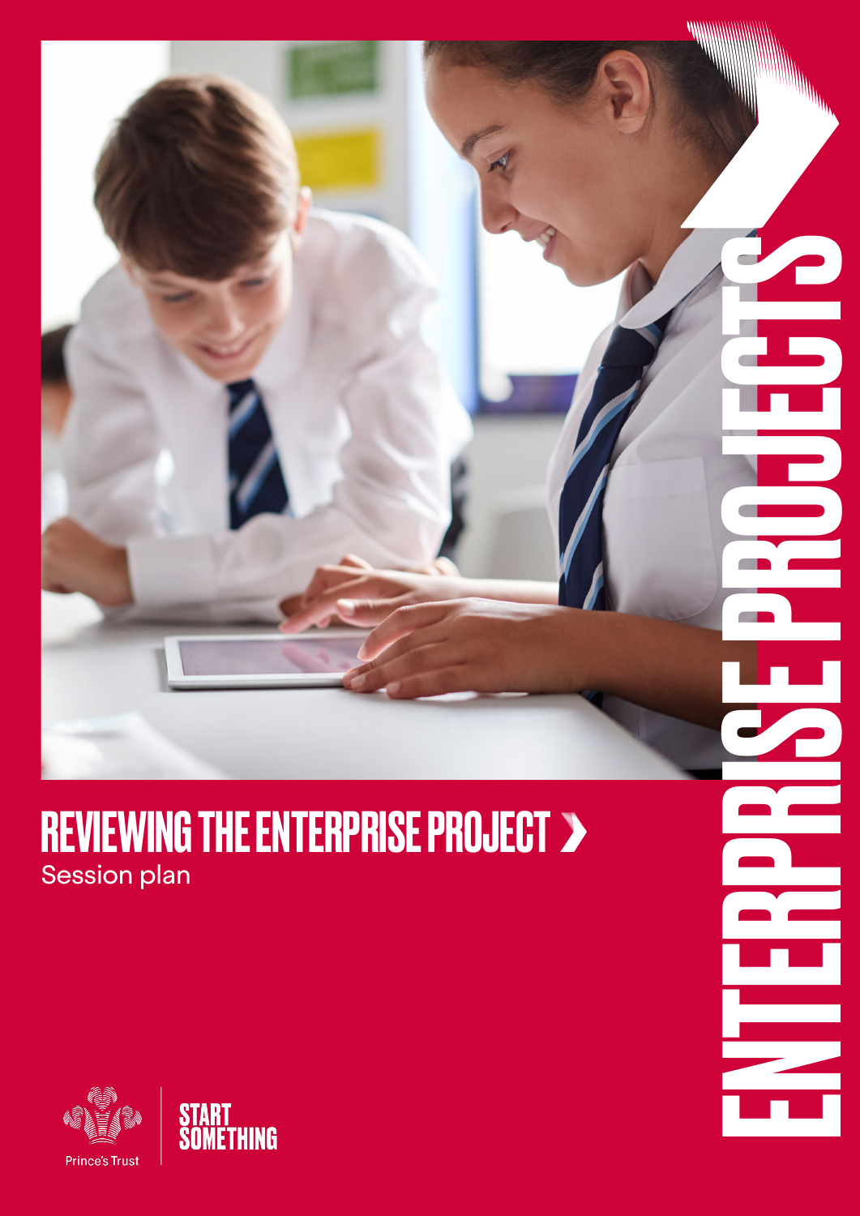# REVIEWING THE ENTERPRISE PROJECT ›

Session plan

ENTERPRISE PROJECTS

Prince's Trust

START SOMETHING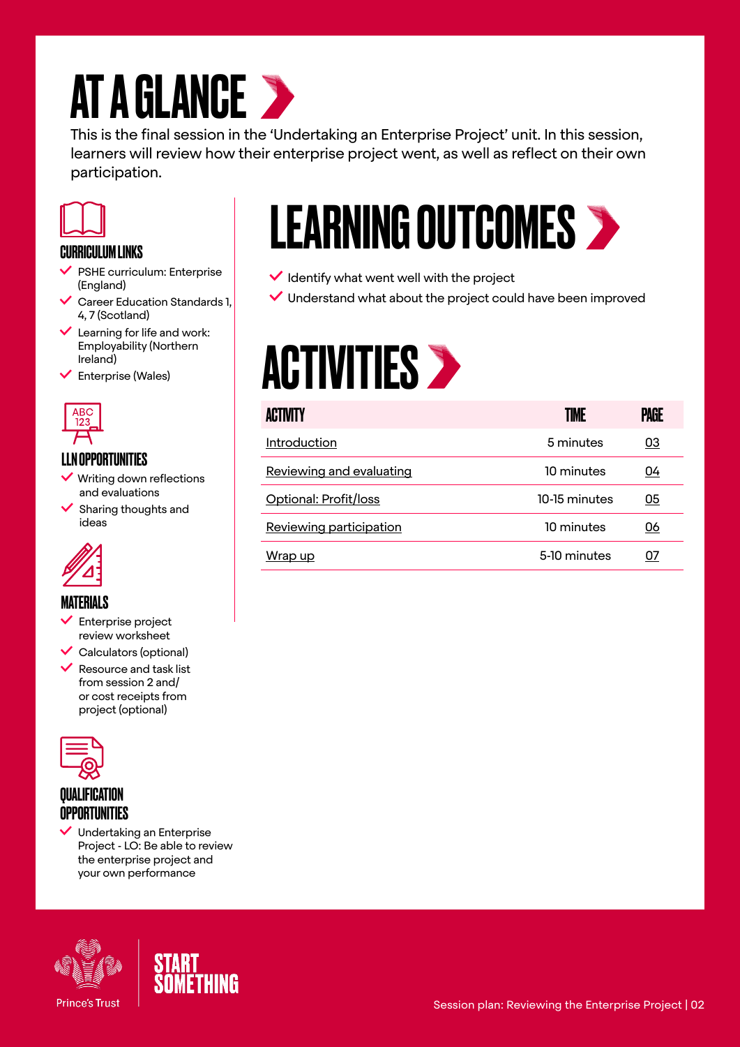# AT A GLANCE

This is the final session in the 'Undertaking an Enterprise Project' unit. In this session, learners will review how their enterprise project went, as well as reflect on their own participation.

### CURRICULUM LINKS

- PSHE curriculum: Enterprise (England)
- Career Education Standards 1, 4, 7 (Scotland)
- Learning for life and work: Employability (Northern Ireland)
- Enterprise (Wales)

### LLN OPPORTUNITIES

- Writing down reflections and evaluations
- Sharing thoughts and ideas

### MATERIALS

- Enterprise project review worksheet
- Calculators (optional)
- Resource and task list from session 2 and/or cost receipts from project (optional)

### QUALIFICATION OPPORTUNITIES

- Undertaking an Enterprise Project - LO: Be able to review the enterprise project and your own performance

# LEARNING OUTCOMES

- Identify what went well with the project
- Understand what about the project could have been improved

# ACTIVITIES

| ACTIVITY | TIME | PAGE |
|---|---|---|
| Introduction | 5 minutes | 03 |
| Reviewing and evaluating | 10 minutes | 04 |
| Optional: Profit/loss | 10-15 minutes | 05 |
| Reviewing participation | 10 minutes | 06 |
| Wrap up | 5-10 minutes | 07 |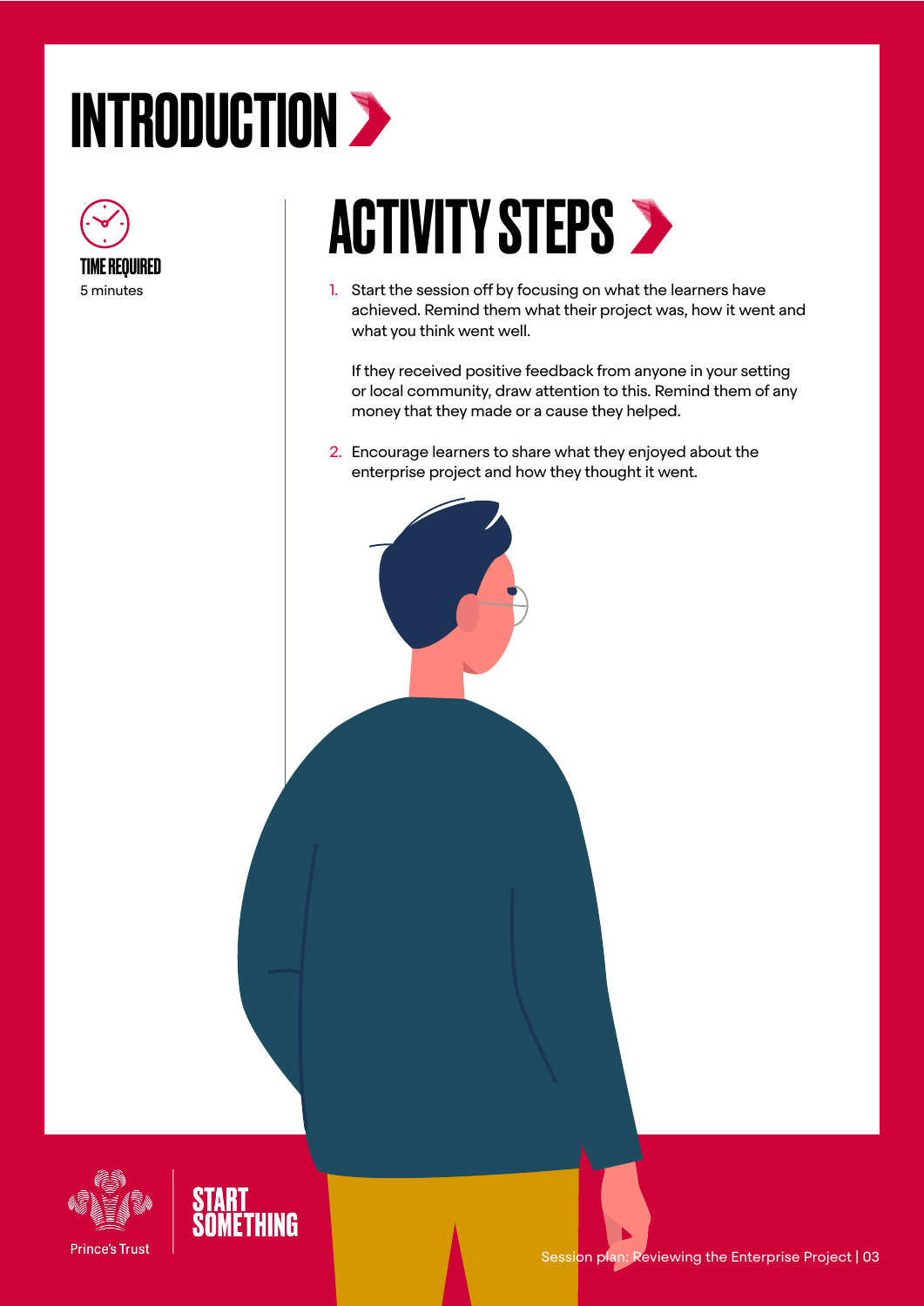# INTRODUCTION

**TIME REQUIRED**
5 minutes

## ACTIVITY STEPS

1. Start the session off by focusing on what the learners have achieved. Remind them what their project was, how it went and what you think went well.

   If they received positive feedback from anyone in your setting or local community, draw attention to this. Remind them of any money that they made or a cause they helped.

2. Encourage learners to share what they enjoyed about the enterprise project and how they thought it went.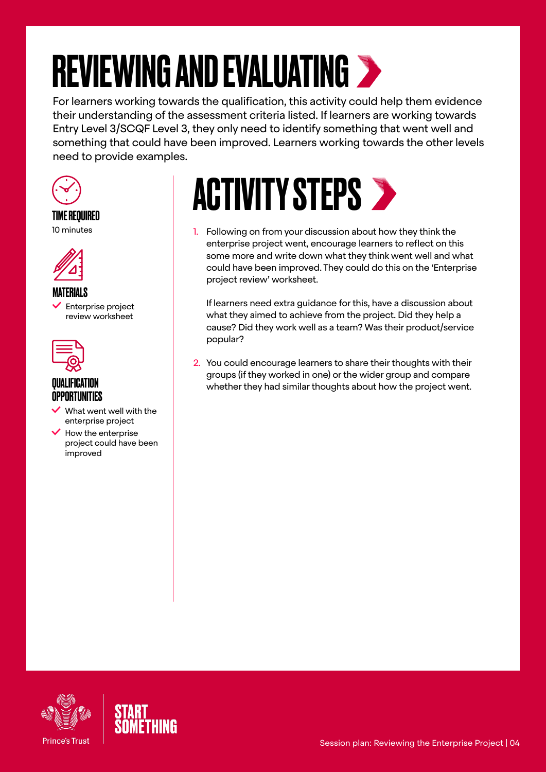# REVIEWING AND EVALUATING

For learners working towards the qualification, this activity could help them evidence their understanding of the assessment criteria listed. If learners are working towards Entry Level 3/SCQF Level 3, they only need to identify something that went well and something that could have been improved. Learners working towards the other levels need to provide examples.

### TIME REQUIRED

10 minutes

### MATERIALS

- Enterprise project review worksheet

### QUALIFICATION OPPORTUNITIES

- What went well with the enterprise project
- How the enterprise project could have been improved

## ACTIVITY STEPS

1. Following on from your discussion about how they think the enterprise project went, encourage learners to reflect on this some more and write down what they think went well and what could have been improved. They could do this on the 'Enterprise project review' worksheet.

   If learners need extra guidance for this, have a discussion about what they aimed to achieve from the project. Did they help a cause? Did they work well as a team? Was their product/service popular?

2. You could encourage learners to share their thoughts with their groups (if they worked in one) or the wider group and compare whether they had similar thoughts about how the project went.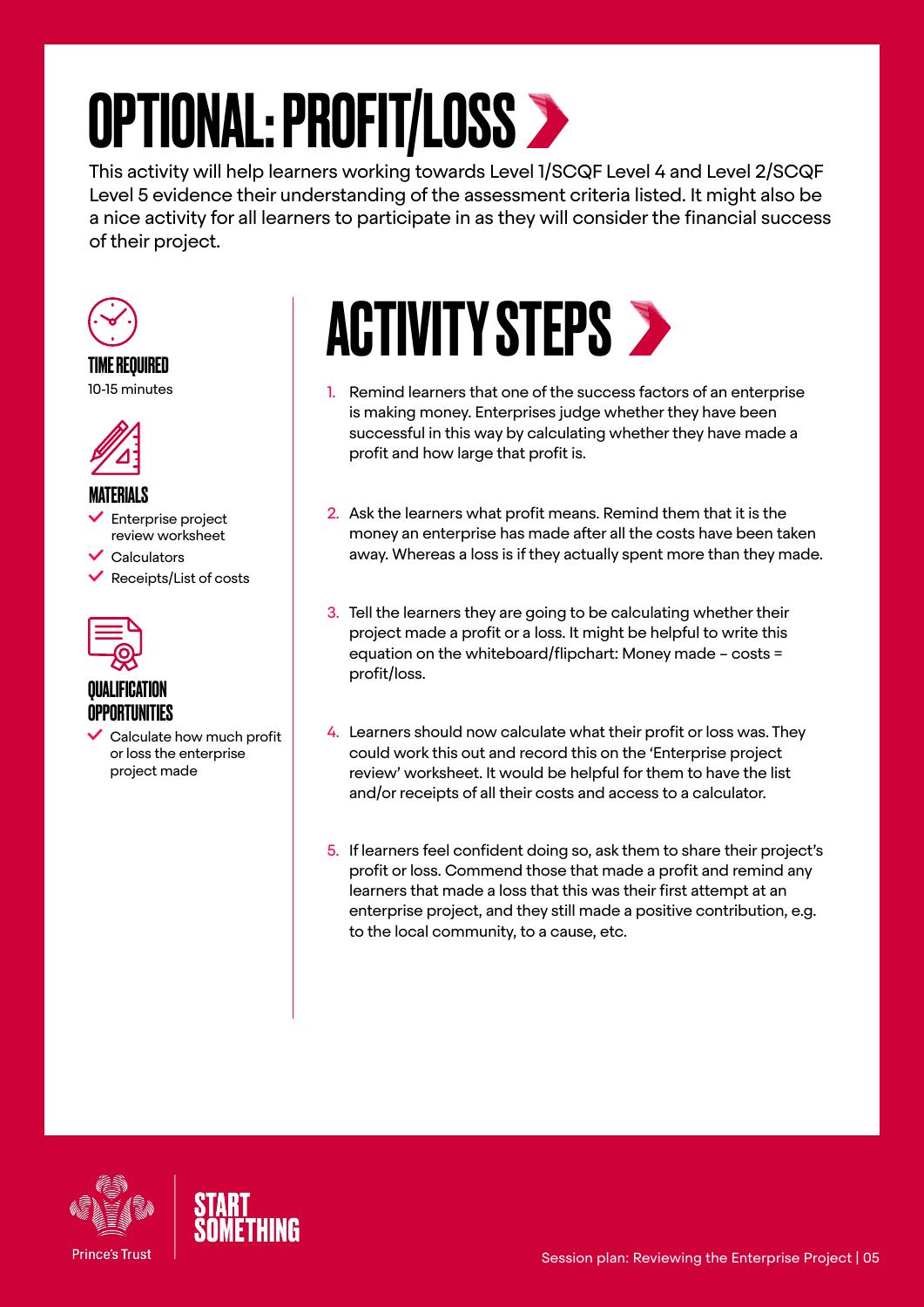# OPTIONAL: PROFIT/LOSS

This activity will help learners working towards Level 1/SCQF Level 4 and Level 2/SCQF Level 5 evidence their understanding of the assessment criteria listed. It might also be a nice activity for all learners to participate in as they will consider the financial success of their project.

### TIME REQUIRED

10-15 minutes

### MATERIALS

- Enterprise project review worksheet
- Calculators
- Receipts/List of costs

### QUALIFICATION OPPORTUNITIES

- Calculate how much profit or loss the enterprise project made

## ACTIVITY STEPS

1. Remind learners that one of the success factors of an enterprise is making money. Enterprises judge whether they have been successful in this way by calculating whether they have made a profit and how large that profit is.
2. Ask the learners what profit means. Remind them that it is the money an enterprise has made after all the costs have been taken away. Whereas a loss is if they actually spent more than they made.
3. Tell the learners they are going to be calculating whether their project made a profit or a loss. It might be helpful to write this equation on the whiteboard/flipchart: Money made – costs = profit/loss.
4. Learners should now calculate what their profit or loss was. They could work this out and record this on the 'Enterprise project review' worksheet. It would be helpful for them to have the list and/or receipts of all their costs and access to a calculator.
5. If learners feel confident doing so, ask them to share their project's profit or loss. Commend those that made a profit and remind any learners that made a loss that this was their first attempt at an enterprise project, and they still made a positive contribution, e.g. to the local community, to a cause, etc.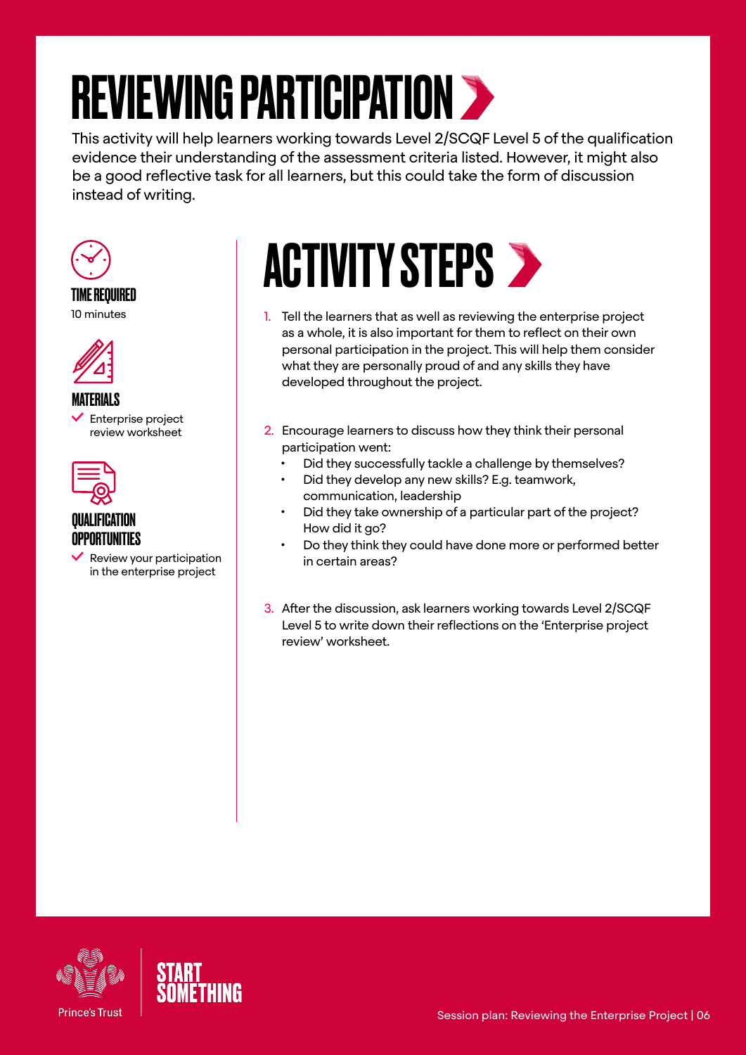# REVIEWING PARTICIPATION

This activity will help learners working towards Level 2/SCQF Level 5 of the qualification evidence their understanding of the assessment criteria listed. However, it might also be a good reflective task for all learners, but this could take the form of discussion instead of writing.

### TIME REQUIRED

10 minutes

### MATERIALS

- Enterprise project review worksheet

### QUALIFICATION OPPORTUNITIES

- Review your participation in the enterprise project

## ACTIVITY STEPS

1. Tell the learners that as well as reviewing the enterprise project as a whole, it is also important for them to reflect on their own personal participation in the project. This will help them consider what they are personally proud of and any skills they have developed throughout the project.
2. Encourage learners to discuss how they think their personal participation went:
   - Did they successfully tackle a challenge by themselves?
   - Did they develop any new skills? E.g. teamwork, communication, leadership
   - Did they take ownership of a particular part of the project? How did it go?
   - Do they think they could have done more or performed better in certain areas?
3. After the discussion, ask learners working towards Level 2/SCQF Level 5 to write down their reflections on the 'Enterprise project review' worksheet.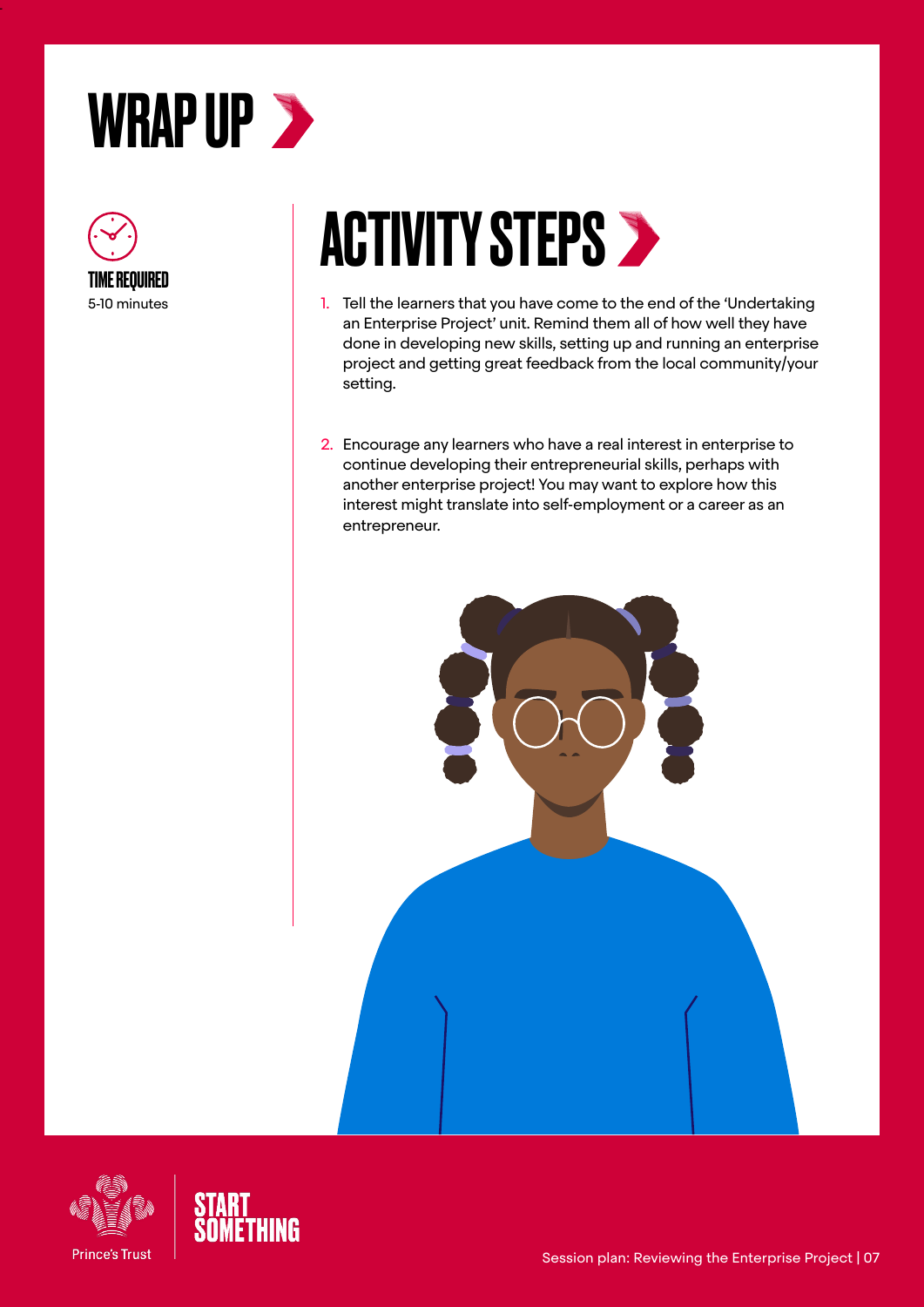# WRAP UP

**TIME REQUIRED**
5-10 minutes

## ACTIVITY STEPS

1. Tell the learners that you have come to the end of the 'Undertaking an Enterprise Project' unit. Remind them all of how well they have done in developing new skills, setting up and running an enterprise project and getting great feedback from the local community/your setting.

2. Encourage any learners who have a real interest in enterprise to continue developing their entrepreneurial skills, perhaps with another enterprise project! You may want to explore how this interest might translate into self-employment or a career as an entrepreneur.